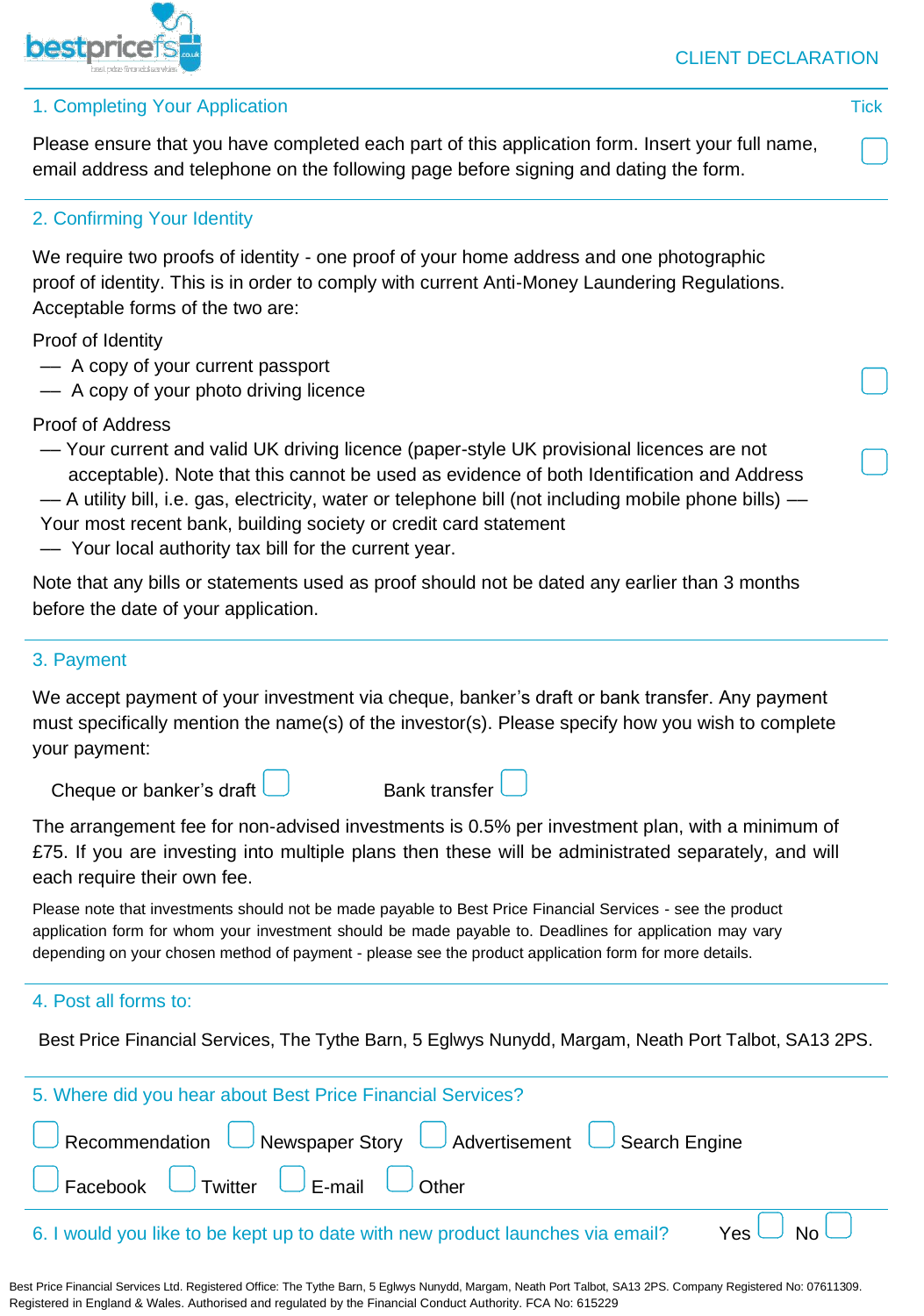# CLIENT DECLARATION

## 1. Completing Your Application

Tick

Please ensure that you have completed each part of this application form. Insert your full name, email address and telephone on the following page before signing and dating the form. ☐

## 2. Confirming Your Identity

We require two proofs of identity - one proof of your home address and one photographic proof of identity. This is in order to comply with current Anti-Money Laundering Regulations. Acceptable forms of the two are:

Proof of Identity ☐

- A copy of your current passport
- A copy of your photo driving licence

Proof of Address ☐

- Your current and valid UK driving licence (paper-style UK provisional licences are not acceptable). Note that this cannot be used as evidence of both Identification and Address
- A utility bill, i.e. gas, electricity, water or telephone bill (not including mobile phone bills)
- Your most recent bank, building society or credit card statement
- Your local authority tax bill for the current year.

Note that any bills or statements used as proof should not be dated any earlier than 3 months before the date of your application.

## 3. Payment

We accept payment of your investment via cheque, banker's draft or bank transfer. Any payment must specifically mention the name(s) of the investor(s). Please specify how you wish to complete your payment:

Cheque or banker's draft ☐ Bank transfer ☐

The arrangement fee for non-advised investments is 0.5% per investment plan, with a minimum of £75. If you are investing into multiple plans then these will be administrated separately, and will each require their own fee.

Please note that investments should not be made payable to Best Price Financial Services - see the product application form for whom your investment should be made payable to. Deadlines for application may vary depending on your chosen method of payment - please see the product application form for more details.

## 4. Post all forms to:

Best Price Financial Services, The Tythe Barn, 5 Eglwys Nunydd, Margam, Neath Port Talbot, SA13 2PS.

## 5. Where did you hear about Best Price Financial Services?

☐ Recommendation ☐ Newspaper Story ☐ Advertisement ☐ Search Engine

☐ Facebook ☐ Twitter ☐ E-mail ☐ Other

## 6. I would you like to be kept up to date with new product launches via email?

Yes ☐ No ☐

Best Price Financial Services Ltd. Registered Office: The Tythe Barn, 5 Eglwys Nunydd, Margam, Neath Port Talbot, SA13 2PS. Company Registered No: 07611309. Registered in England & Wales. Authorised and regulated by the Financial Conduct Authority. FCA No: 615229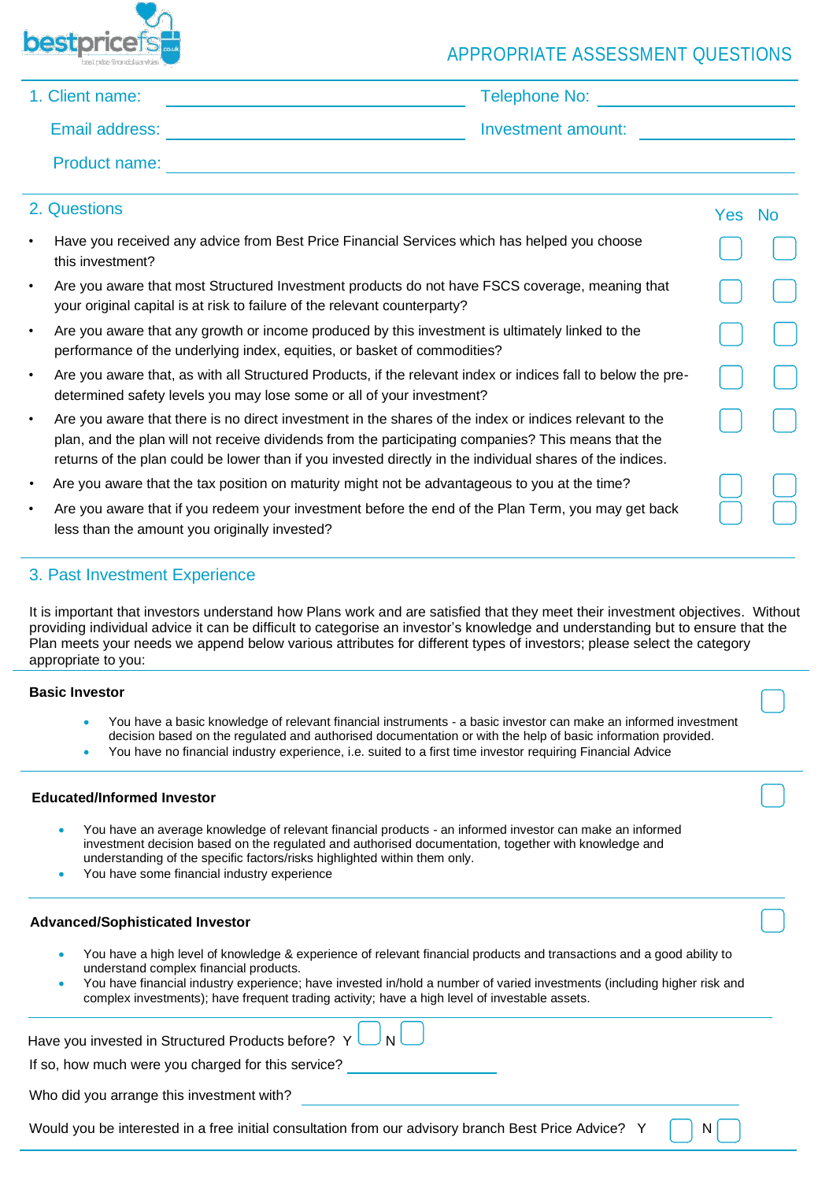# APPROPRIATE ASSESSMENT QUESTIONS

## 1. Client name: ____________________ Telephone No: ____________________

Email address: ____________________ Investment amount: ____________________

Product name: ____________________

## 2. Questions

| Question | Yes | No |
|---|---|---|
| Have you received any advice from Best Price Financial Services which has helped you choose this investment? | ☐ | ☐ |
| Are you aware that most Structured Investment products do not have FSCS coverage, meaning that your original capital is at risk to failure of the relevant counterparty? | ☐ | ☐ |
| Are you aware that any growth or income produced by this investment is ultimately linked to the performance of the underlying index, equities, or basket of commodities? | ☐ | ☐ |
| Are you aware that, as with all Structured Products, if the relevant index or indices fall to below the pre-determined safety levels you may lose some or all of your investment? | ☐ | ☐ |
| Are you aware that there is no direct investment in the shares of the index or indices relevant to the plan, and the plan will not receive dividends from the participating companies? This means that the returns of the plan could be lower than if you invested directly in the individual shares of the indices. | ☐ | ☐ |
| Are you aware that the tax position on maturity might not be advantageous to you at the time? | ☐ | ☐ |
| Are you aware that if you redeem your investment before the end of the Plan Term, you may get back less than the amount you originally invested? | ☐ | ☐ |

## 3. Past Investment Experience

It is important that investors understand how Plans work and are satisfied that they meet their investment objectives. Without providing individual advice it can be difficult to categorise an investor's knowledge and understanding but to ensure that the Plan meets your needs we append below various attributes for different types of investors; please select the category appropriate to you:

**Basic Investor** ☐

- You have a basic knowledge of relevant financial instruments - a basic investor can make an informed investment decision based on the regulated and authorised documentation or with the help of basic information provided.
- You have no financial industry experience, i.e. suited to a first time investor requiring Financial Advice

**Educated/Informed Investor** ☐

- You have an average knowledge of relevant financial products - an informed investor can make an informed investment decision based on the regulated and authorised documentation, together with knowledge and understanding of the specific factors/risks highlighted within them only.
- You have some financial industry experience

**Advanced/Sophisticated Investor** ☐

- You have a high level of knowledge & experience of relevant financial products and transactions and a good ability to understand complex financial products.
- You have financial industry experience; have invested in/hold a number of varied investments (including higher risk and complex investments); have frequent trading activity; have a high level of investable assets.

Have you invested in Structured Products before? Y ☐ N ☐

If so, how much were you charged for this service? ____________________

Who did you arrange this investment with? ____________________

Would you be interested in a free initial consultation from our advisory branch Best Price Advice? Y ☐ N ☐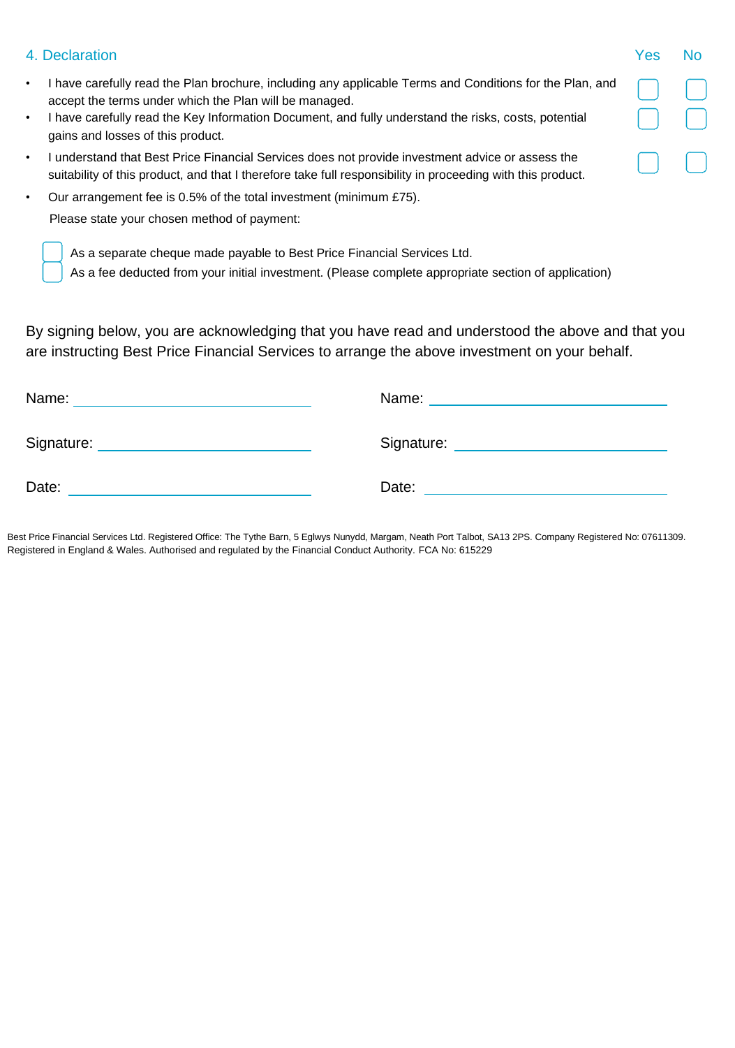## 4. Declaration

| | Yes | No |
|---|---|---|
| • I have carefully read the Plan brochure, including any applicable Terms and Conditions for the Plan, and accept the terms under which the Plan will be managed. | ☐ | ☐ |
| • I have carefully read the Key Information Document, and fully understand the risks, costs, potential gains and losses of this product. | ☐ | ☐ |
| • I understand that Best Price Financial Services does not provide investment advice or assess the suitability of this product, and that I therefore take full responsibility in proceeding with this product. | ☐ | ☐ |

- Our arrangement fee is 0.5% of the total investment (minimum £75).

Please state your chosen method of payment:

☐ As a separate cheque made payable to Best Price Financial Services Ltd.
☐ As a fee deducted from your initial investment. (Please complete appropriate section of application)

By signing below, you are acknowledging that you have read and understood the above and that you are instructing Best Price Financial Services to arrange the above investment on your behalf.

Name: ______________________ Name: ______________________

Signature: ______________________ Signature: ______________________

Date: ______________________ Date: ______________________

Best Price Financial Services Ltd. Registered Office: The Tythe Barn, 5 Eglwys Nunydd, Margam, Neath Port Talbot, SA13 2PS. Company Registered No: 07611309. Registered in England & Wales. Authorised and regulated by the Financial Conduct Authority. FCA No: 615229